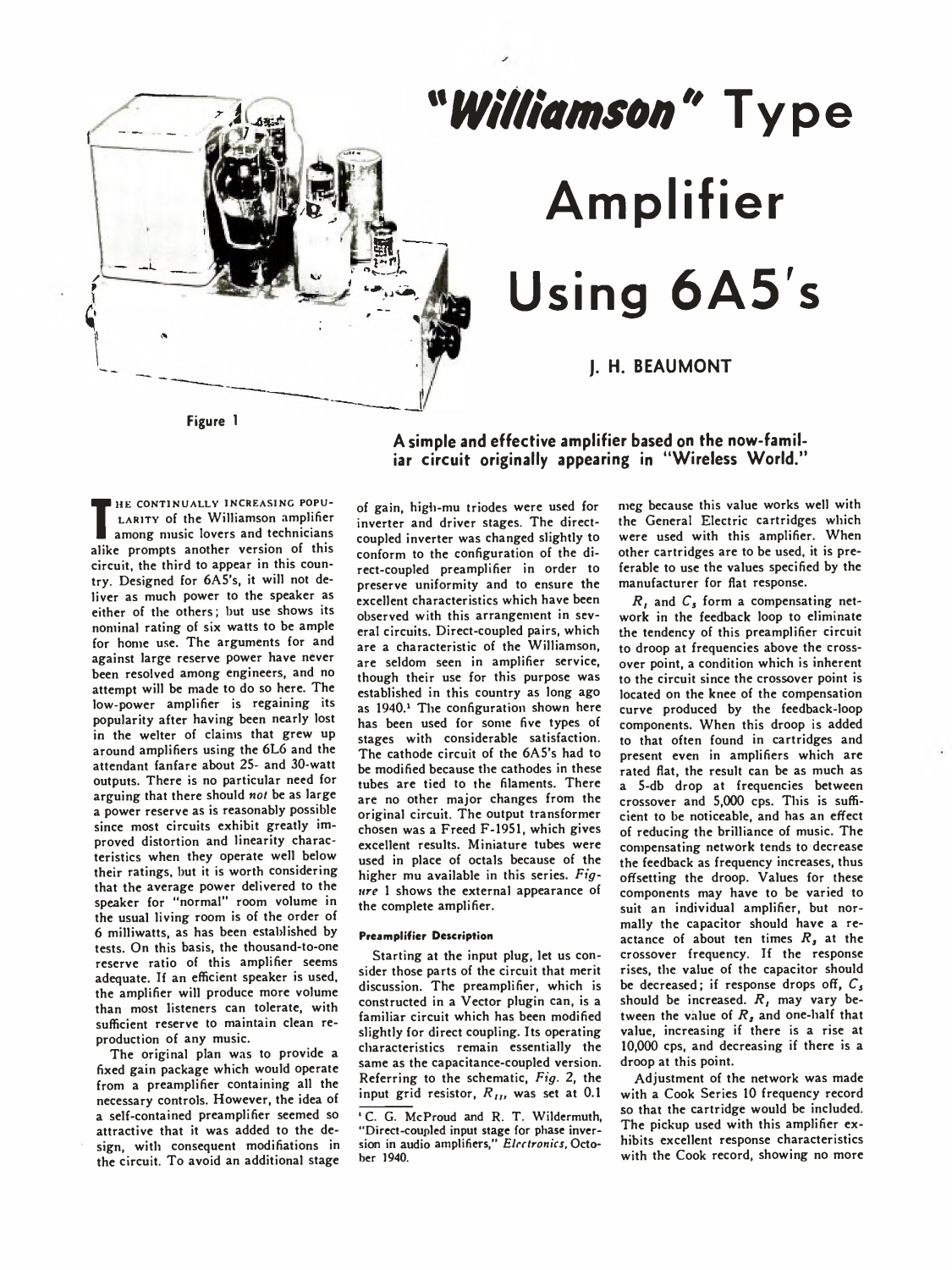# "Williamson" Type Amplifier Using 6A5's

**J. H. BEAUMONT**

Figure 1

**A simple and effective amplifier based on the now-familiar circuit originally appearing in "Wireless World."**

The continually increasing popularity of the Williamson amplifier among music lovers and technicians alike prompts another version of this circuit, the third to appear in this country. Designed for 6A5's, it will not deliver as much power to the speaker as either of the others; but use shows its nominal rating of six watts to be ample for home use. The arguments for and against large reserve power have never been resolved among engineers, and no attempt will be made to do so here. The low-power amplifier is regaining its popularity after having been nearly lost in the welter of claims that grew up around amplifiers using the 6L6 and the attendant fanfare about 25- and 30-watt outputs. There is no particular need for arguing that there should *not* be as large a power reserve as is reasonably possible since most circuits exhibit greatly improved distortion and linearity characteristics when they operate well below their ratings, but it is worth considering that the average power delivered to the speaker for "normal" room volume in the usual living room is of the order of 6 milliwatts, as has been established by tests. On this basis, the thousand-to-one reserve ratio of this amplifier seems adequate. If an efficient speaker is used, the amplifier will produce more volume than most listeners can tolerate, with sufficient reserve to maintain clean reproduction of any music.

The original plan was to provide a fixed gain package which would operate from a preamplifier containing all the necessary controls. However, the idea of a self-contained preamplifier seemed so attractive that it was added to the design, with consequent modifications in the circuit. To avoid an additional stage of gain, high-mu triodes were used for inverter and driver stages. The direct-coupled inverter was changed slightly to conform to the configuration of the direct-coupled preamplifier in order to preserve uniformity and to ensure the excellent characteristics which have been observed with this arrangement in several circuits. Direct-coupled pairs, which are a characteristic of the Williamson, are seldom seen in amplifier service, though their use for this purpose was established in this country as long ago as 1940.[1] The configuration shown here has been used for some five types of stages with considerable satisfaction. The cathode circuit of the 6A5's had to be modified because the cathodes in these tubes are tied to the filaments. There are no other major changes from the original circuit. The output transformer chosen was a Freed F-1951, which gives excellent results. Miniature tubes were used in place of octals because of the higher mu available in this series. *Figure* 1 shows the external appearance of the complete amplifier.

#### Preamplifier Description

Starting at the input plug, let us consider those parts of the circuit that merit discussion. The preamplifier, which is constructed in a Vector plugin can, is a familiar circuit which has been modified slightly for direct coupling. Its operating characteristics remain essentially the same as the capacitance-coupled version. Referring to the schematic, *Fig.* 2, the input grid resistor, $R_{11}$, was set at 0.1 meg because this value works well with the General Electric cartridges which were used with this amplifier. When other cartridges are to be used, it is preferable to use the values specified by the manufacturer for flat response.

$R_f$ and $C_s$ form a compensating network in the feedback loop to eliminate the tendency of this preamplifier circuit to droop at frequencies above the crossover point, a condition which is inherent to the circuit since the crossover point is located on the knee of the compensation curve produced by the feedback-loop components. When this droop is added to that often found in cartridges and present even in amplifiers which are rated flat, the result can be as much as a 5-db drop at frequencies between crossover and 5,000 cps. This is sufficient to be noticeable, and has an effect of reducing the brilliance of music. The compensating network tends to decrease the feedback as frequency increases, thus offsetting the droop. Values for these components may have to be varied to suit an individual amplifier, but normally the capacitor should have a reactance of about ten times $R_s$ at the crossover frequency. If the response rises, the value of the capacitor should be decreased; if response drops off, $C_s$ should be increased. $R_f$ may vary between the value of $R_s$ and one-half that value, increasing if there is a rise at 10,000 cps, and decreasing if there is a droop at this point.

Adjustment of the network was made with a Cook Series 10 frequency record so that the cartridge would be included. The pickup used with this amplifier exhibits excellent response characteristics with the Cook record, showing no more

[1] C. G. McProud and R. T. Wildermuth, "Direct-coupled input stage for phase inversion in audio amplifiers," *Electronics*, October 1940.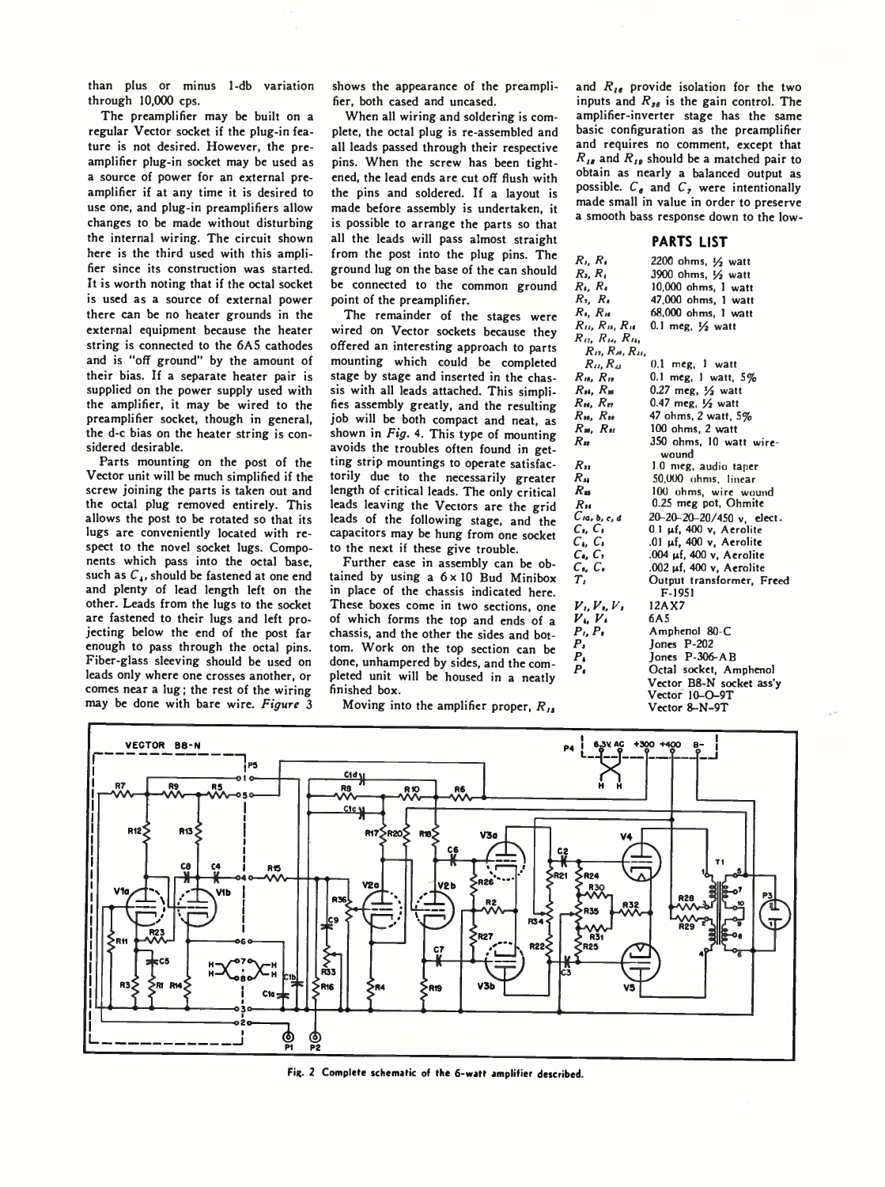than plus or minus 1-db variation through 10,000 cps.

The preamplifier may be built on a regular Vector socket if the plug-in feature is not desired. However, the preamplifier plug-in socket may be used as a source of power for an external preamplifier if at any time it is desired to use one, and plug-in preamplifiers allow changes to be made without disturbing the internal wiring. The circuit shown here is the third used with this amplifier since its construction was started. It is worth noting that if the octal socket is used as a source of external power there can be no heater grounds in the external equipment because the heater string is connected to the 6A5 cathodes and is "off ground" by the amount of their bias. If a separate heater pair is supplied on the power supply used with the amplifier, it may be wired to the preamplifier socket, though in general, the d-c bias on the heater string is considered desirable.

Parts mounting on the post of the Vector unit will be much simplified if the screw joining the parts is taken out and the octal plug removed entirely. This allows the post to be rotated so that its lugs are conveniently located with respect to the novel socket lugs. Components which pass into the octal base, such as $C_4$, should be fastened at one end and plenty of lead length left on the other. Leads from the lugs to the socket are fastened to their lugs and left projecting below the end of the post far enough to pass through the octal pins. Fiber-glass sleeving should be used on leads only where one crosses another, or comes near a lug; the rest of the wiring may be done with bare wire. *Figure* 3 shows the appearance of the preamplifier, both cased and uncased.

When all wiring and soldering is complete, the octal plug is re-assembled and all leads passed through their respective pins. When the screw has been tightened, the lead ends are cut off flush with the pins and soldered. If a layout is made before assembly is undertaken, it is possible to arrange the parts so that all the leads will pass almost straight from the post into the plug pins. The ground lug on the base of the can should be connected to the common ground point of the preamplifier.

The remainder of the stages were wired on Vector sockets because they offered an interesting approach to parts mounting which could be completed stage by stage and inserted in the chassis with all leads attached. This simplifies assembly greatly, and the resulting job will be both compact and neat, as shown in *Fig.* 4. This type of mounting avoids the troubles often found in getting strip mountings to operate satisfactorily due to the necessarily greater length of critical leads. The only critical leads leaving the Vectors are the grid leads of the following stage, and the capacitors may be hung from one socket to the next if these give trouble.

Further ease in assembly can be obtained by using a 6 x 10 Bud Minibox in place of the chassis indicated here. These boxes come in two sections, one of which forms the top and ends of a chassis, and the other the sides and bottom. Work on the top section can be done, unhampered by sides, and the completed unit will be housed in a neatly finished box.

Moving into the amplifier proper, $R_{15}$ and $R_{16}$ provide isolation for the two inputs and $R_{36}$ is the gain control. The amplifier-inverter stage has the same basic configuration as the preamplifier and requires no comment, except that $R_{18}$ and $R_{19}$ should be a matched pair to obtain as nearly a balanced output as possible. $C_6$ and $C_7$ were intentionally made small in value in order to preserve a smooth bass response down to the low-

## PARTS LIST

| | |
|---|---|
| $R_1$, $R_2$ | 2200 ohms, ½ watt |
| $R_3$, $R_4$ | 3900 ohms, ½ watt |
| $R_5$, $R_6$ | 10,000 ohms, 1 watt |
| $R_7$, $R_8$ | 47,000 ohms, 1 watt |
| $R_9$, $R_{10}$ | 68,000 ohms, 1 watt |
| $R_{11}$, $R_{15}$, $R_{16}$ | 0.1 meg, ½ watt |
| $R_{12}$, $R_{13}$, $R_{14}$, $R_{17}$, $R_{20}$, $R_{21}$, $R_{22}$ | 0.1 meg, 1 watt |
| $R_{18}$, $R_{19}$ | 0.1 meg, 1 watt, 5% |
| $R_{24}$, $R_{25}$ | 0.27 meg, ½ watt |
| $R_{26}$, $R_{27}$ | 0.47 meg, ½ watt |
| $R_{28}$, $R_{29}$ | 47 ohms, 2 watt, 5% |
| $R_{30}$, $R_{31}$ | 100 ohms, 2 watt |
| $R_{32}$ | 350 ohms, 10 watt wire-wound |
| $R_{33}$ | 1.0 meg, audio taper |
| $R_{34}$ | 50,000 ohms, linear |
| $R_{35}$ | 100 ohms, wire wound |
| $R_{36}$ | 0.25 meg pot, Ohmite |
| $C_{1a, b, c, d}$ | 20-20-20-20/450 v, elect. |
| $C_2$, $C_3$ | 0.1 µf, 400 v, Aerolite |
| $C_4$, $C_5$ | .01 µf, 400 v, Aerolite |
| $C_6$, $C_7$ | .004 µf, 400 v, Aerolite |
| $C_8$, $C_9$ | .002 µf, 400 v, Aerolite |
| $T_1$ | Output transformer, Freed F-1951 |
| $V_1$, $V_2$, $V_3$ | 12AX7 |
| $V_4$, $V_5$ | 6A5 |
| $P_1$, $P_2$ | Amphenol 80-C |
| $P_3$ | Jones P-202 |
| $P_4$ | Jones P-306-AB |
| $P_5$ | Octal socket, Amphenol Vector B8-N socket ass'y Vector 10-O-9T Vector 8-N-9T |

Fig. 2 Complete schematic of the 6-watt amplifier described.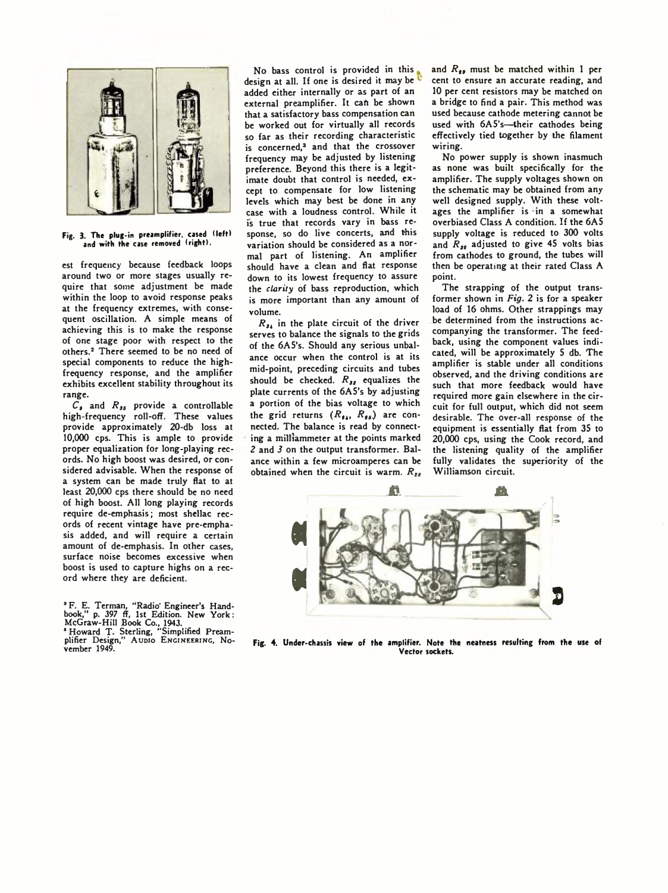Fig. 3. The plug-in preamplifier, cased (left) and with the case removed (right).

est frequency because feedback loops around two or more stages usually require that some adjustment be made within the loop to avoid response peaks at the frequency extremes, with consequent oscillation. A simple means of achieving this is to make the response of one stage poor with respect to the others.[2] There seemed to be no need of special components to reduce the high-frequency response, and the amplifier exhibits excellent stability throughout its range.

$C_8$ and $R_{36}$ provide a controllable high-frequency roll-off. These values provide approximately 20-db loss at 10,000 cps. This is ample to provide proper equalization for long-playing records. No high boost was desired, or considered advisable. When the response of a system can be made truly flat to at least 20,000 cps there should be no need of high boost. All long playing records require de-emphasis; most shellac records of recent vintage have pre-emphasis added, and will require a certain amount of de-emphasis. In other cases, surface noise becomes excessive when boost is used to capture highs on a record where they are deficient.

No bass control is provided in this design at all. If one is desired it may be added either internally or as part of an external preamplifier. It can be shown that a satisfactory bass compensation can be worked out for virtually all records so far as their recording characteristic is concerned,[3] and that the crossover frequency may be adjusted by listening preference. Beyond this there is a legitimate doubt that control is needed, except to compensate for low listening levels which may best be done in any case with a loudness control. While it is true that records vary in bass response, so do live concerts, and this variation should be considered as a normal part of listening. An amplifier should have a clean and flat response down to its lowest frequency to assure the *clarity* of bass reproduction, which is more important than any amount of volume.

$R_{34}$ in the plate circuit of the driver serves to balance the signals to the grids of the 6A5's. Should any serious unbalance occur when the control is at its mid-point, preceding circuits and tubes should be checked. $R_{32}$ equalizes the plate currents of the 6A5's by adjusting a portion of the bias voltage to which the grid returns ($R_{44}$, $R_{45}$) are connected. The balance is read by connecting a milliammeter at the points marked *2* and *3* on the output transformer. Balance within a few microamperes can be obtained when the circuit is warm. $R_{28}$ and $R_{29}$ must be matched within 1 per cent to ensure an accurate reading, and 10 per cent resistors may be matched on a bridge to find a pair. This method was used because cathode metering cannot be used with 6A5's—their cathodes being effectively tied together by the filament wiring.

No power supply is shown inasmuch as none was built specifically for the amplifier. The supply voltages shown on the schematic may be obtained from any well designed supply. With these voltages the amplifier is in a somewhat overbiased Class A condition. If the 6A5 supply voltage is reduced to 300 volts and $R_{32}$ adjusted to give 45 volts bias from cathodes to ground, the tubes will then be operating at their rated Class A point.

The strapping of the output transformer shown in *Fig. 2* is for a speaker load of 16 ohms. Other strappings may be determined from the instructions accompanying the transformer. The feedback, using the component values indicated, will be approximately 5 db. The amplifier is stable under all conditions observed, and the driving conditions are such that more feedback would have required more gain elsewhere in the circuit for full output, which did not seem desirable. The over-all response of the equipment is essentially flat from 35 to 20,000 cps, using the Cook record, and the listening quality of the amplifier fully validates the superiority of the Williamson circuit.

Fig. 4. Under-chassis view of the amplifier. Note the neatness resulting from the use of Vector sockets.

[2] F. E. Terman, "Radio Engineer's Handbook," p. 397 ff, 1st Edition. New York: McGraw-Hill Book Co., 1943.

[3] Howard T. Sterling, "Simplified Preamplifier Design," AUDIO ENGINEERING, November 1949.